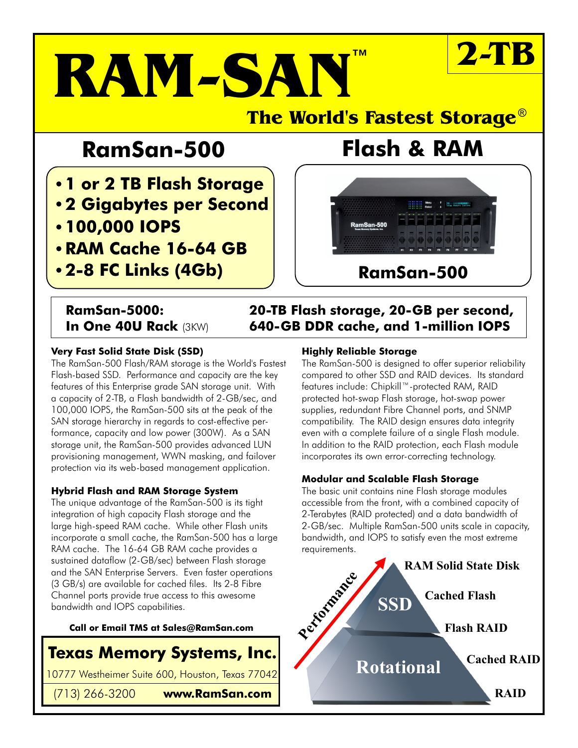# RAM-SAN™

**2-TB**

## The World's Fastest Storage®

## RamSan-500

## Flash & RAM

- **1 or 2 TB Flash Storage**
- **2 Gigabytes per Second**
- **100,000 IOPS**
- **RAM Cache 16-64 GB**
- **2-8 FC Links (4Gb)**

**RamSan-500**

**RamSan-5000: In One 40U Rack** (3KW) **20-TB Flash storage, 20-GB per second, 640-GB DDR cache, and 1-million IOPS**

### Very Fast Solid State Disk (SSD)

The RamSan-500 Flash/RAM storage is the World's Fastest Flash-based SSD. Performance and capacity are the key features of this Enterprise grade SAN storage unit. With a capacity of 2-TB, a Flash bandwidth of 2-GB/sec, and 100,000 IOPS, the RamSan-500 sits at the peak of the SAN storage hierarchy in regards to cost-effective performance, capacity and low power (300W). As a SAN storage unit, the RamSan-500 provides advanced LUN provisioning management, WWN masking, and failover protection via its web-based management application.

### Hybrid Flash and RAM Storage System

The unique advantage of the RamSan-500 is its tight integration of high capacity Flash storage and the large high-speed RAM cache. While other Flash units incorporate a small cache, the RamSan-500 has a large RAM cache. The 16-64 GB RAM cache provides a sustained dataflow (2-GB/sec) between Flash storage and the SAN Enterprise Servers. Even faster operations (3 GB/s) are available for cached files. Its 2-8 Fibre Channel ports provide true access to this awesome bandwidth and IOPS capabilities.

**Call or Email TMS at Sales@RamSan.com**

**Texas Memory Systems, Inc.**

10777 Westheimer Suite 600, Houston, Texas 77042

(713) 266-3200 **www.RamSan.com**

### Highly Reliable Storage

The RamSan-500 is designed to offer superior reliability compared to other SSD and RAID devices. Its standard features include: Chipkill™-protected RAM, RAID protected hot-swap Flash storage, hot-swap power supplies, redundant Fibre Channel ports, and SNMP compatibility. The RAID design ensures data integrity even with a complete failure of a single Flash module. In addition to the RAID protection, each Flash module incorporates its own error-correcting technology.

### Modular and Scalable Flash Storage

The basic unit contains nine Flash storage modules accessible from the front, with a combined capacity of 2-Terabytes (RAID protected) and a data bandwidth of 2-GB/sec. Multiple RamSan-500 units scale in capacity, bandwidth, and IOPS to satisfy even the most extreme requirements.

Performance

SSD: RAM Solid State Disk, Cached Flash, Flash RAID

Rotational: Cached RAID, RAID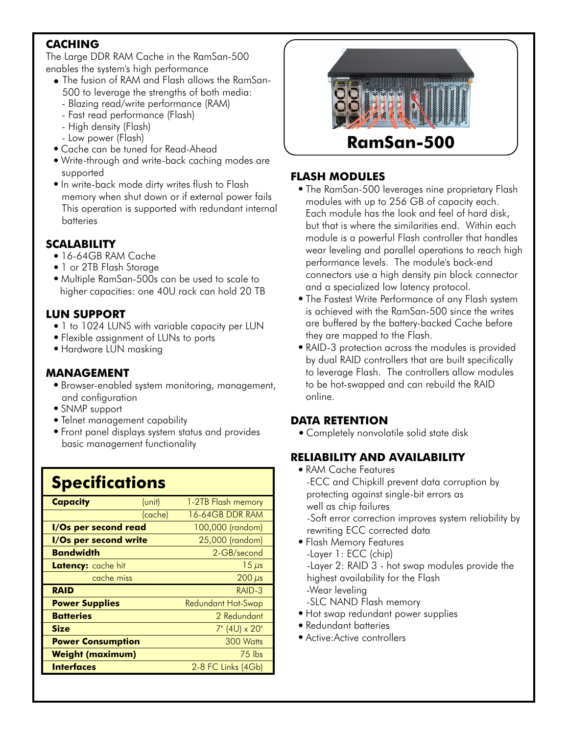## CACHING

The Large DDR RAM Cache in the RamSan-500 enables the system's high performance

- The fusion of RAM and Flash allows the RamSan-500 to leverage the strengths of both media:
  - Blazing read/write performance (RAM)
  - Fast read performance (Flash)
  - High density (Flash)
  - Low power (Flash)
- Cache can be tuned for Read-Ahead
- Write-through and write-back caching modes are supported
- In write-back mode dirty writes flush to Flash memory when shut down or if external power fails This operation is supported with redundant internal batteries

## SCALABILITY

- 16-64GB RAM Cache
- 1 or 2TB Flash Storage
- Multiple RamSan-500s can be used to scale to higher capacities: one 40U rack can hold 20 TB

## LUN SUPPORT

- 1 to 1024 LUNS with variable capacity per LUN
- Flexible assignment of LUNs to ports
- Hardware LUN masking

## MANAGEMENT

- Browser-enabled system monitoring, management, and configuration
- SNMP support
- Telnet management capability
- Front panel displays system status and provides basic management functionality

# Specifications

| | | |
|---|---|---|
| **Capacity** | (unit) | 1-2TB Flash memory |
| | (cache) | 16-64GB DDR RAM |
| **I/Os per second read** | | 100,000 (random) |
| **I/Os per second write** | | 25,000 (random) |
| **Bandwidth** | | 2-GB/second |
| **Latency:** cache hit | | 15 $\mu s$ |
| cache miss | | 200 $\mu s$ |
| **RAID** | | RAID-3 |
| **Power Supplies** | | Redundant Hot-Swap |
| **Batteries** | | 2 Redundant |
| **Size** | | 7" (4U) x 20" |
| **Power Consumption** | | 300 Watts |
| **Weight (maximum)** | | 75 lbs |
| **Interfaces** | | 2-8 FC Links (4Gb) |

**RamSan-500**

## FLASH MODULES

- The RamSan-500 leverages nine proprietary Flash modules with up to 256 GB of capacity each. Each module has the look and feel of hard disk, but that is where the similarities end. Within each module is a powerful Flash controller that handles wear leveling and parallel operations to reach high performance levels. The module's back-end connectors use a high density pin block connector and a specialized low latency protocol.
- The Fastest Write Performance of any Flash system is achieved with the RamSan-500 since the writes are buffered by the battery-backed Cache before they are mapped to the Flash.
- RAID-3 protection across the modules is provided by dual RAID controllers that are built specifically to leverage Flash. The controllers allow modules to be hot-swapped and can rebuild the RAID online.

## DATA RETENTION

- Completely nonvolatile solid state disk

## RELIABILITY AND AVAILABILITY

- RAM Cache Features
  - -ECC and Chipkill prevent data corruption by protecting against single-bit errors as well as chip failures
  - -Soft error correction improves system reliability by rewriting ECC corrected data
- Flash Memory Features
  - -Layer 1: ECC (chip)
  - -Layer 2: RAID 3 - hot swap modules provide the highest availability for the Flash
  - -Wear leveling
  - -SLC NAND Flash memory
- Hot swap redundant power supplies
- Redundant batteries
- Active:Active controllers